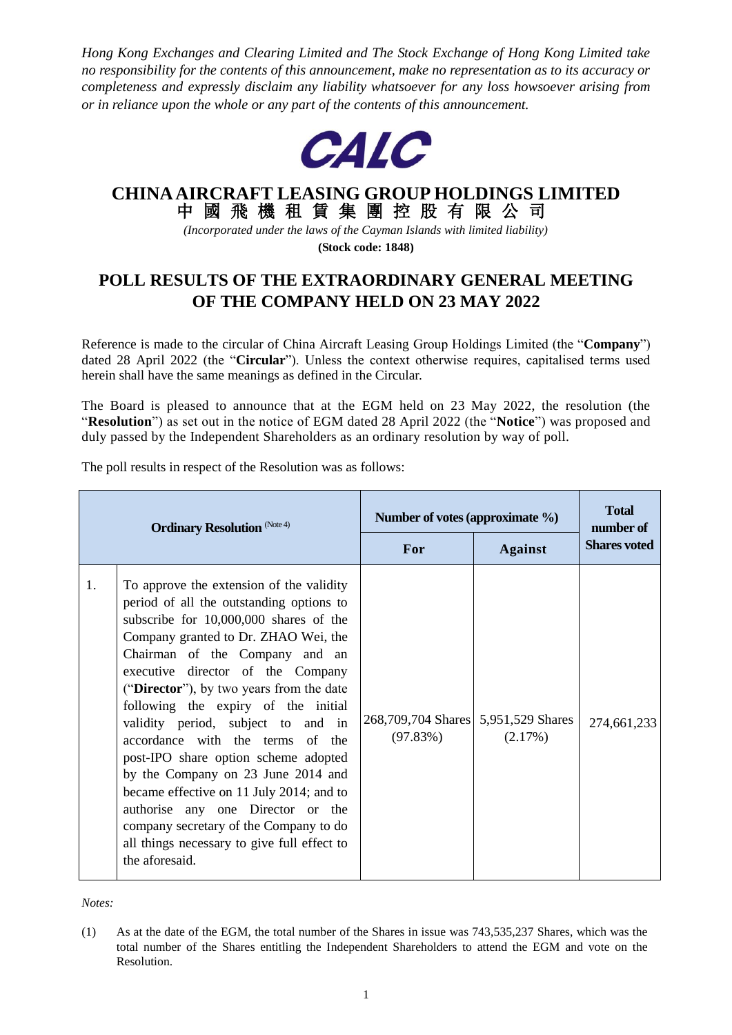*Hong Kong Exchanges and Clearing Limited and The Stock Exchange of Hong Kong Limited take no responsibility for the contents of this announcement, make no representation as to its accuracy or completeness and expressly disclaim any liability whatsoever for any loss howsoever arising from or in reliance upon the whole or any part of the contents of this announcement.*

CALC

# CHINA AIRCRAFT LEASING GROUP HOLDINGS LIMITED
# 中國飛機租賃集團控股有限公司

*(Incorporated under the laws of the Cayman Islands with limited liability)*

**(Stock code: 1848)**

## POLL RESULTS OF THE EXTRAORDINARY GENERAL MEETING OF THE COMPANY HELD ON 23 MAY 2022

Reference is made to the circular of China Aircraft Leasing Group Holdings Limited (the "**Company**") dated 28 April 2022 (the "**Circular**"). Unless the context otherwise requires, capitalised terms used herein shall have the same meanings as defined in the Circular.

The Board is pleased to announce that at the EGM held on 23 May 2022, the resolution (the "**Resolution**") as set out in the notice of EGM dated 28 April 2022 (the "**Notice**") was proposed and duly passed by the Independent Shareholders as an ordinary resolution by way of poll.

The poll results in respect of the Resolution was as follows:

| **Ordinary Resolution** (Note 4) | | **Number of votes (approximate %)** | | **Total number of Shares voted** |
|---|---|---|---|---|
| | | **For** | **Against** | |
| 1. | To approve the extension of the validity period of all the outstanding options to subscribe for 10,000,000 shares of the Company granted to Dr. ZHAO Wei, the Chairman of the Company and an executive director of the Company ("**Director**"), by two years from the date following the expiry of the initial validity period, subject to and in accordance with the terms of the post-IPO share option scheme adopted by the Company on 23 June 2014 and became effective on 11 July 2014; and to authorise any one Director or the company secretary of the Company to do all things necessary to give full effect to the aforesaid. | 268,709,704 Shares (97.83%) | 5,951,529 Shares (2.17%) | 274,661,233 |

*Notes:*

(1) As at the date of the EGM, the total number of the Shares in issue was 743,535,237 Shares, which was the total number of the Shares entitling the Independent Shareholders to attend the EGM and vote on the Resolution.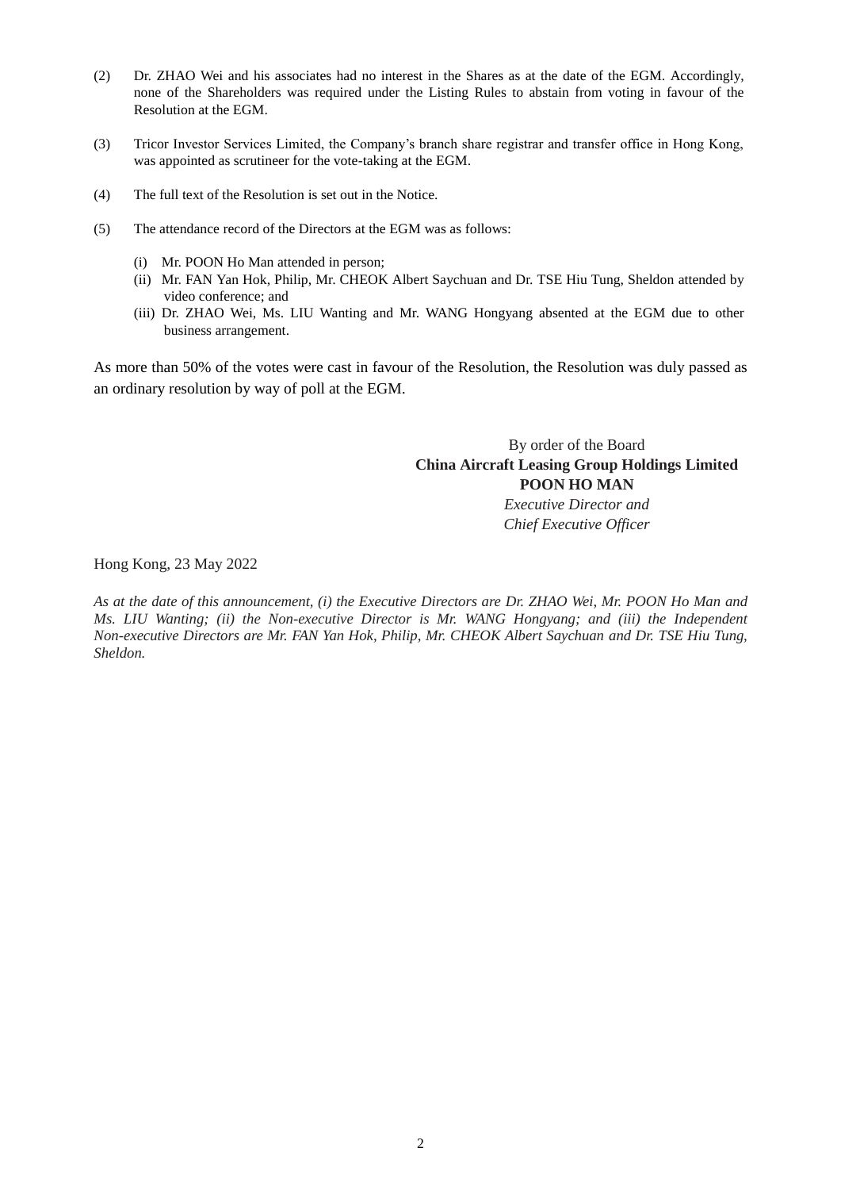(2) Dr. ZHAO Wei and his associates had no interest in the Shares as at the date of the EGM. Accordingly, none of the Shareholders was required under the Listing Rules to abstain from voting in favour of the Resolution at the EGM.

(3) Tricor Investor Services Limited, the Company's branch share registrar and transfer office in Hong Kong, was appointed as scrutineer for the vote-taking at the EGM.

(4) The full text of the Resolution is set out in the Notice.

(5) The attendance record of the Directors at the EGM was as follows:

 (i) Mr. POON Ho Man attended in person;
 (ii) Mr. FAN Yan Hok, Philip, Mr. CHEOK Albert Saychuan and Dr. TSE Hiu Tung, Sheldon attended by video conference; and
 (iii) Dr. ZHAO Wei, Ms. LIU Wanting and Mr. WANG Hongyang absented at the EGM due to other business arrangement.

As more than 50% of the votes were cast in favour of the Resolution, the Resolution was duly passed as an ordinary resolution by way of poll at the EGM.

By order of the Board
**China Aircraft Leasing Group Holdings Limited**
**POON HO MAN**
*Executive Director and*
*Chief Executive Officer*

Hong Kong, 23 May 2022

*As at the date of this announcement, (i) the Executive Directors are Dr. ZHAO Wei, Mr. POON Ho Man and Ms. LIU Wanting; (ii) the Non-executive Director is Mr. WANG Hongyang; and (iii) the Independent Non-executive Directors are Mr. FAN Yan Hok, Philip, Mr. CHEOK Albert Saychuan and Dr. TSE Hiu Tung, Sheldon.*